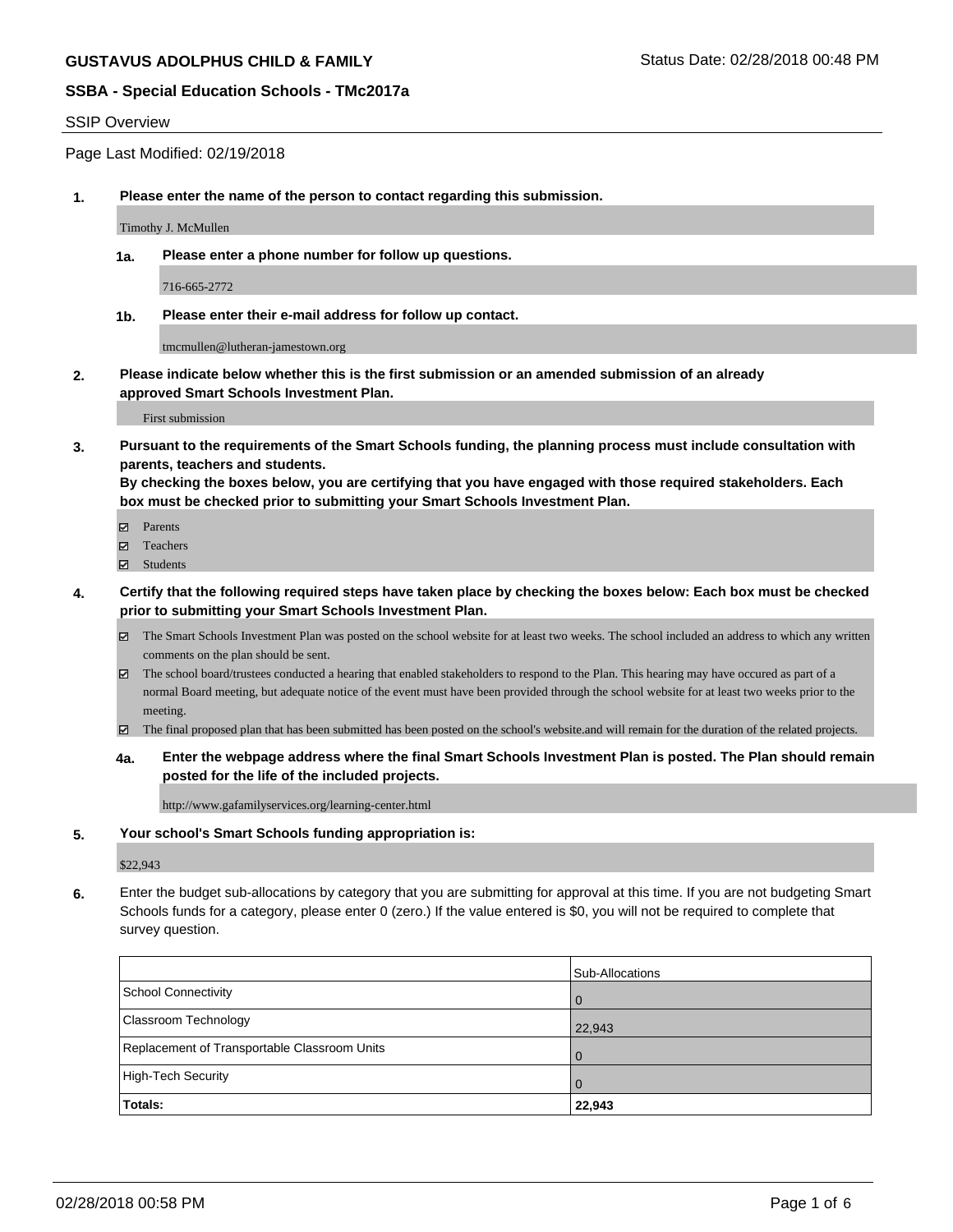**GUSTAVUS ADOLPHUS CHILD & FAMILY**

Status Date: 02/28/2018 00:48 PM

**SSBA - Special Education Schools - TMc2017a**

SSIP Overview

Page Last Modified: 02/19/2018

**1. Please enter the name of the person to contact regarding this submission.**

Timothy J. McMullen

**1a. Please enter a phone number for follow up questions.**

716-665-2772

**1b. Please enter their e-mail address for follow up contact.**

tmcmullen@lutheran-jamestown.org

**2. Please indicate below whether this is the first submission or an amended submission of an already approved Smart Schools Investment Plan.**

First submission

**3. Pursuant to the requirements of the Smart Schools funding, the planning process must include consultation with parents, teachers and students.**
**By checking the boxes below, you are certifying that you have engaged with those required stakeholders. Each box must be checked prior to submitting your Smart Schools Investment Plan.**

- [x] Parents
- [x] Teachers
- [x] Students

**4. Certify that the following required steps have taken place by checking the boxes below: Each box must be checked prior to submitting your Smart Schools Investment Plan.**

- [x] The Smart Schools Investment Plan was posted on the school website for at least two weeks. The school included an address to which any written comments on the plan should be sent.
- [x] The school board/trustees conducted a hearing that enabled stakeholders to respond to the Plan. This hearing may have occured as part of a normal Board meeting, but adequate notice of the event must have been provided through the school website for at least two weeks prior to the meeting.
- [x] The final proposed plan that has been submitted has been posted on the school's website.and will remain for the duration of the related projects.

**4a. Enter the webpage address where the final Smart Schools Investment Plan is posted. The Plan should remain posted for the life of the included projects.**

http://www.gafamilyservices.org/learning-center.html

**5. Your school's Smart Schools funding appropriation is:**

$22,943

**6.** Enter the budget sub-allocations by category that you are submitting for approval at this time. If you are not budgeting Smart Schools funds for a category, please enter 0 (zero.) If the value entered is $0, you will not be required to complete that survey question.

| | Sub-Allocations |
|---|---|
| School Connectivity | 0 |
| Classroom Technology | 22,943 |
| Replacement of Transportable Classroom Units | 0 |
| High-Tech Security | 0 |
| **Totals:** | **22,943** |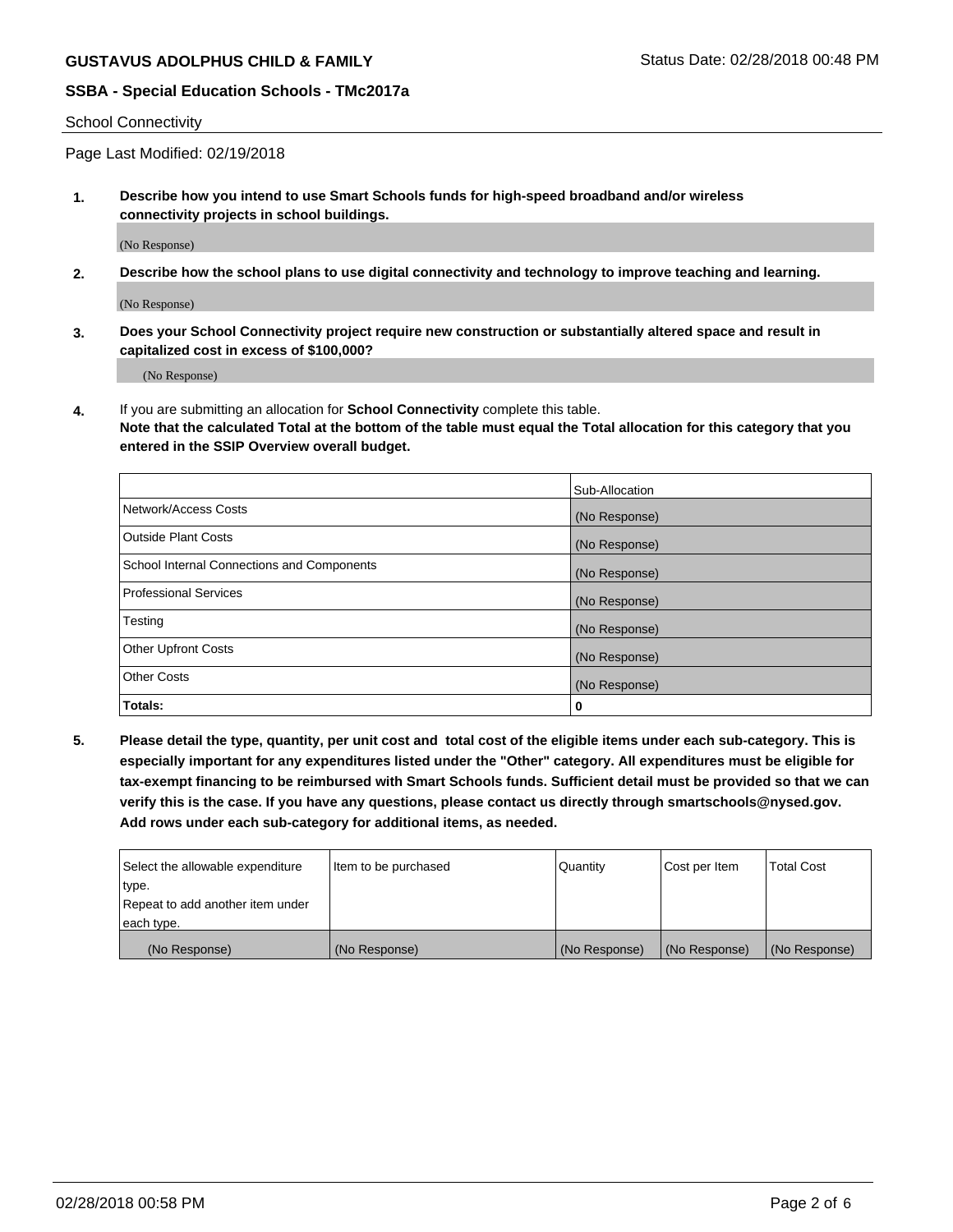School Connectivity

Page Last Modified: 02/19/2018

**1. Describe how you intend to use Smart Schools funds for high-speed broadband and/or wireless connectivity projects in school buildings.**

(No Response)

**2. Describe how the school plans to use digital connectivity and technology to improve teaching and learning.**

(No Response)

**3. Does your School Connectivity project require new construction or substantially altered space and result in capitalized cost in excess of $100,000?**

(No Response)

4. If you are submitting an allocation for **School Connectivity** complete this table.
**Note that the calculated Total at the bottom of the table must equal the Total allocation for this category that you entered in the SSIP Overview overall budget.**

| | Sub-Allocation |
|---|---|
| Network/Access Costs | (No Response) |
| Outside Plant Costs | (No Response) |
| School Internal Connections and Components | (No Response) |
| Professional Services | (No Response) |
| Testing | (No Response) |
| Other Upfront Costs | (No Response) |
| Other Costs | (No Response) |
| **Totals:** | 0 |

**5. Please detail the type, quantity, per unit cost and total cost of the eligible items under each sub-category. This is especially important for any expenditures listed under the "Other" category. All expenditures must be eligible for tax-exempt financing to be reimbursed with Smart Schools funds. Sufficient detail must be provided so that we can verify this is the case. If you have any questions, please contact us directly through smartschools@nysed.gov. Add rows under each sub-category for additional items, as needed.**

| Select the allowable expenditure type. Repeat to add another item under each type. | Item to be purchased | Quantity | Cost per Item | Total Cost |
|---|---|---|---|---|
| (No Response) | (No Response) | (No Response) | (No Response) | (No Response) |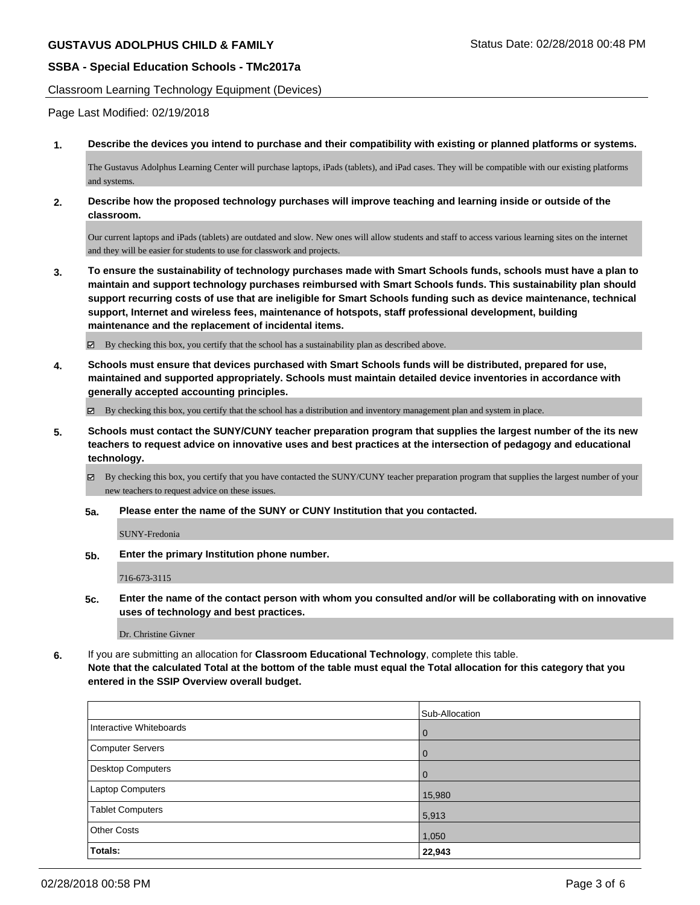Classroom Learning Technology Equipment (Devices)

Page Last Modified: 02/19/2018

**1. Describe the devices you intend to purchase and their compatibility with existing or planned platforms or systems.**

The Gustavus Adolphus Learning Center will purchase laptops, iPads (tablets), and iPad cases. They will be compatible with our existing platforms and systems.

**2. Describe how the proposed technology purchases will improve teaching and learning inside or outside of the classroom.**

Our current laptops and iPads (tablets) are outdated and slow. New ones will allow students and staff to access various learning sites on the internet and they will be easier for students to use for classwork and projects.

**3. To ensure the sustainability of technology purchases made with Smart Schools funds, schools must have a plan to maintain and support technology purchases reimbursed with Smart Schools funds. This sustainability plan should support recurring costs of use that are ineligible for Smart Schools funding such as device maintenance, technical support, Internet and wireless fees, maintenance of hotspots, staff professional development, building maintenance and the replacement of incidental items.**

☑ By checking this box, you certify that the school has a sustainability plan as described above.

**4. Schools must ensure that devices purchased with Smart Schools funds will be distributed, prepared for use, maintained and supported appropriately. Schools must maintain detailed device inventories in accordance with generally accepted accounting principles.**

☑ By checking this box, you certify that the school has a distribution and inventory management plan and system in place.

**5. Schools must contact the SUNY/CUNY teacher preparation program that supplies the largest number of the its new teachers to request advice on innovative uses and best practices at the intersection of pedagogy and educational technology.**

☑ By checking this box, you certify that you have contacted the SUNY/CUNY teacher preparation program that supplies the largest number of your new teachers to request advice on these issues.

**5a. Please enter the name of the SUNY or CUNY Institution that you contacted.**

SUNY-Fredonia

**5b. Enter the primary Institution phone number.**

716-673-3115

**5c. Enter the name of the contact person with whom you consulted and/or will be collaborating with on innovative uses of technology and best practices.**

Dr. Christine Givner

6. If you are submitting an allocation for **Classroom Educational Technology**, complete this table.
**Note that the calculated Total at the bottom of the table must equal the Total allocation for this category that you entered in the SSIP Overview overall budget.**

| | Sub-Allocation |
|---|---|
| Interactive Whiteboards | 0 |
| Computer Servers | 0 |
| Desktop Computers | 0 |
| Laptop Computers | 15,980 |
| Tablet Computers | 5,913 |
| Other Costs | 1,050 |
| **Totals:** | **22,943** |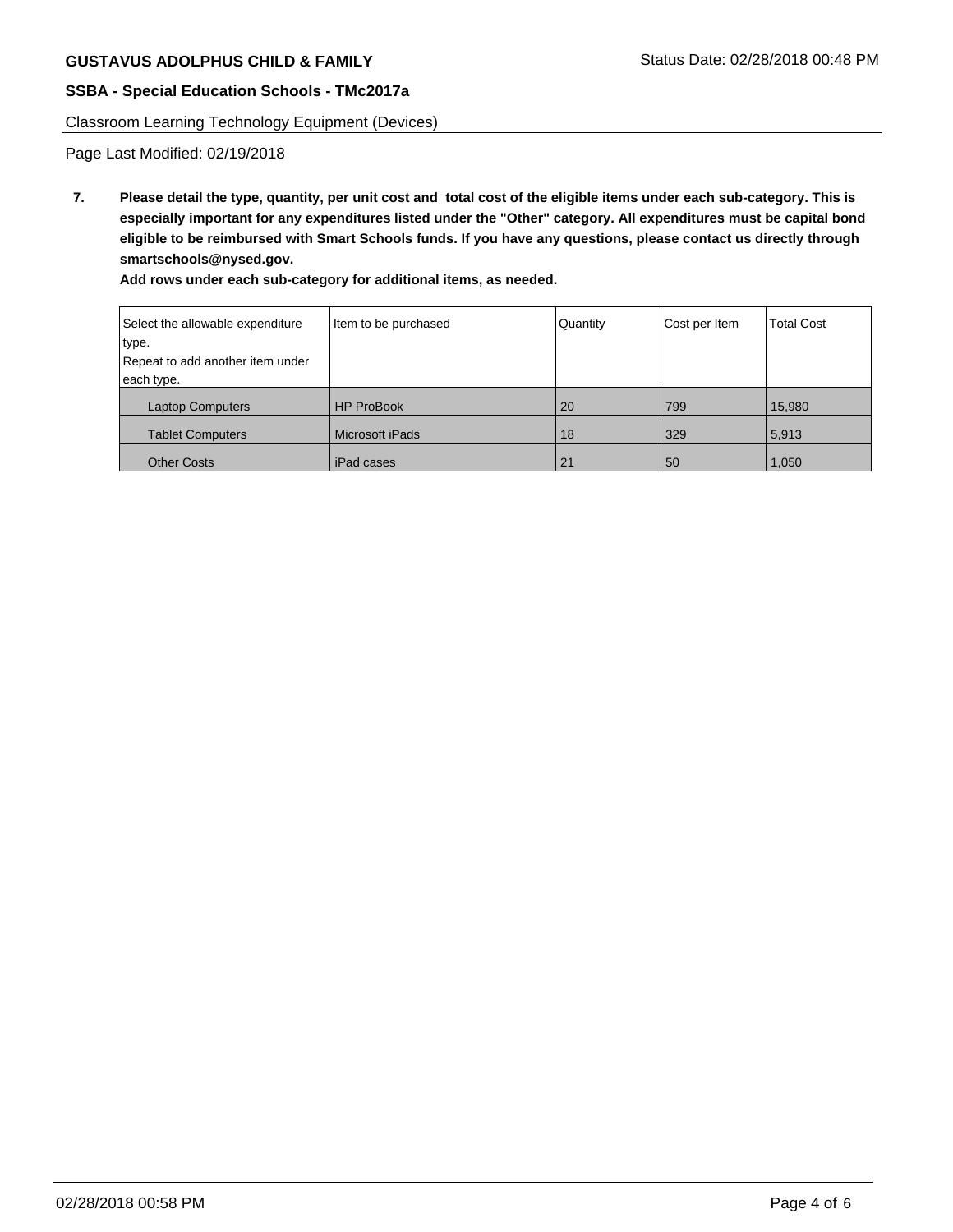**GUSTAVUS ADOLPHUS CHILD & FAMILY** Status Date: 02/28/2018 00:48 PM

**SSBA - Special Education Schools - TMc2017a**

Classroom Learning Technology Equipment (Devices)

Page Last Modified: 02/19/2018

**7. Please detail the type, quantity, per unit cost and total cost of the eligible items under each sub-category. This is especially important for any expenditures listed under the "Other" category. All expenditures must be capital bond eligible to be reimbursed with Smart Schools funds. If you have any questions, please contact us directly through smartschools@nysed.gov.**

**Add rows under each sub-category for additional items, as needed.**

| Select the allowable expenditure type. Repeat to add another item under each type. | Item to be purchased | Quantity | Cost per Item | Total Cost |
|---|---|---|---|---|
| Laptop Computers | HP ProBook | 20 | 799 | 15,980 |
| Tablet Computers | Microsoft iPads | 18 | 329 | 5,913 |
| Other Costs | iPad cases | 21 | 50 | 1,050 |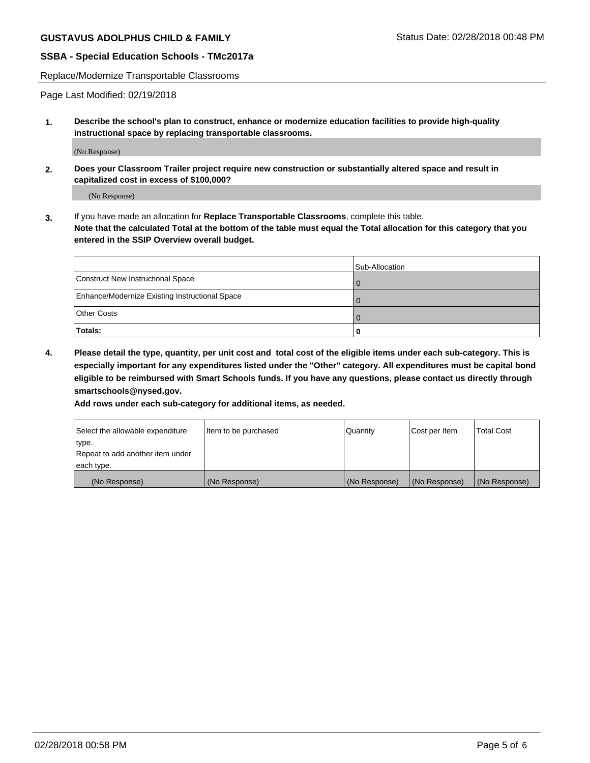Replace/Modernize Transportable Classrooms

Page Last Modified: 02/19/2018

1. **Describe the school's plan to construct, enhance or modernize education facilities to provide high-quality instructional space by replacing transportable classrooms.**

(No Response)

2. **Does your Classroom Trailer project require new construction or substantially altered space and result in capitalized cost in excess of $100,000?**

(No Response)

3. If you have made an allocation for **Replace Transportable Classrooms**, complete this table. **Note that the calculated Total at the bottom of the table must equal the Total allocation for this category that you entered in the SSIP Overview overall budget.**

| | Sub-Allocation |
|---|---|
| Construct New Instructional Space | 0 |
| Enhance/Modernize Existing Instructional Space | 0 |
| Other Costs | 0 |
| **Totals:** | **0** |

4. **Please detail the type, quantity, per unit cost and total cost of the eligible items under each sub-category. This is especially important for any expenditures listed under the "Other" category. All expenditures must be capital bond eligible to be reimbursed with Smart Schools funds. If you have any questions, please contact us directly through smartschools@nysed.gov.**

**Add rows under each sub-category for additional items, as needed.**

| Select the allowable expenditure type. Repeat to add another item under each type. | Item to be purchased | Quantity | Cost per Item | Total Cost |
|---|---|---|---|---|
| (No Response) | (No Response) | (No Response) | (No Response) | (No Response) |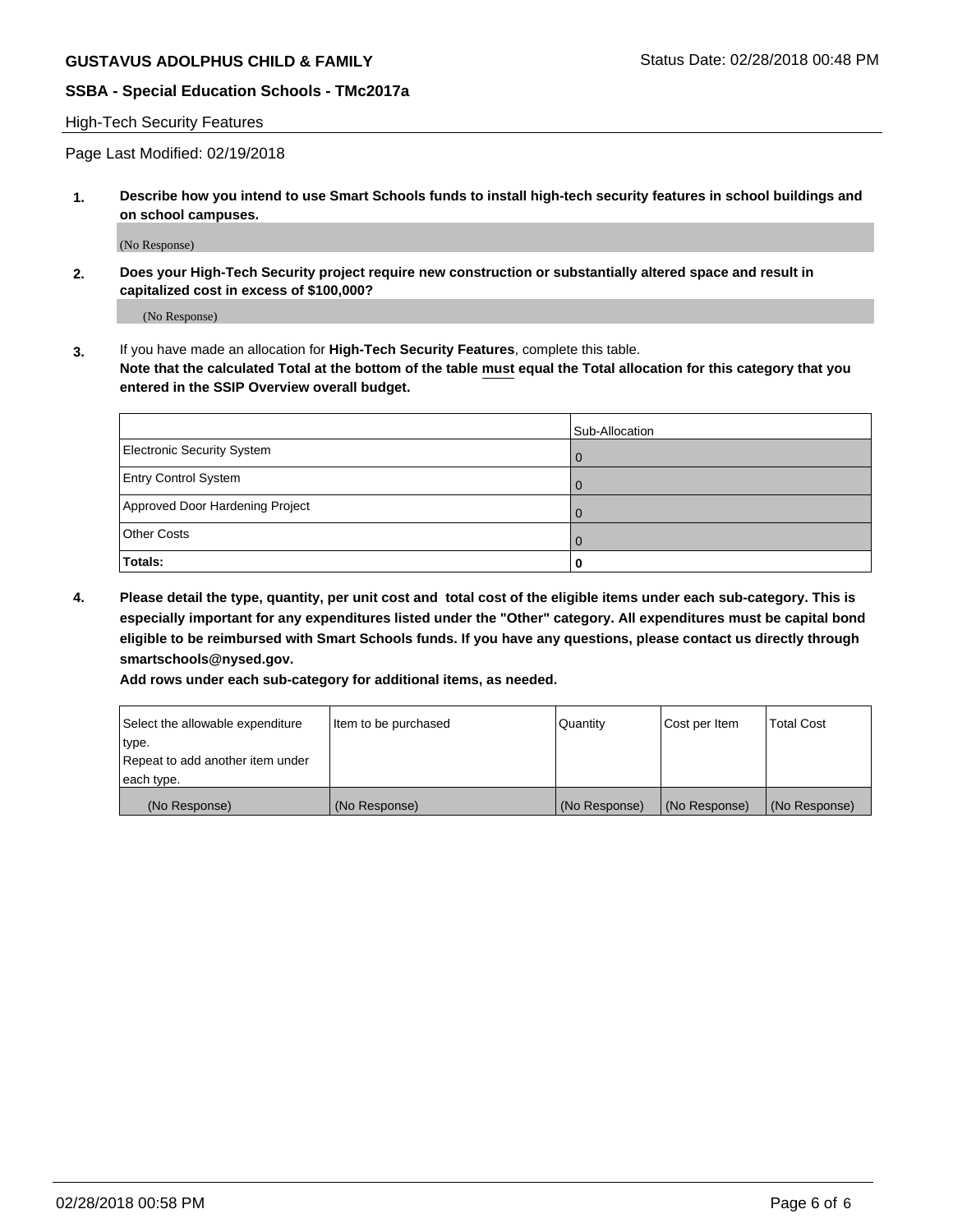**GUSTAVUS ADOLPHUS CHILD & FAMILY** Status Date: 02/28/2018 00:48 PM

**SSBA - Special Education Schools - TMc2017a**

High-Tech Security Features

Page Last Modified: 02/19/2018

1. **Describe how you intend to use Smart Schools funds to install high-tech security features in school buildings and on school campuses.**

   (No Response)

2. **Does your High-Tech Security project require new construction or substantially altered space and result in capitalized cost in excess of $100,000?**

   (No Response)

3. If you have made an allocation for **High-Tech Security Features**, complete this table. **Note that the calculated Total at the bottom of the table must equal the Total allocation for this category that you entered in the SSIP Overview overall budget.**

| | Sub-Allocation |
|---|---|
| Electronic Security System | 0 |
| Entry Control System | 0 |
| Approved Door Hardening Project | 0 |
| Other Costs | 0 |
| **Totals:** | **0** |

4. **Please detail the type, quantity, per unit cost and total cost of the eligible items under each sub-category. This is especially important for any expenditures listed under the "Other" category. All expenditures must be capital bond eligible to be reimbursed with Smart Schools funds. If you have any questions, please contact us directly through smartschools@nysed.gov.**

   **Add rows under each sub-category for additional items, as needed.**

| Select the allowable expenditure type. Repeat to add another item under each type. | Item to be purchased | Quantity | Cost per Item | Total Cost |
|---|---|---|---|---|
| (No Response) | (No Response) | (No Response) | (No Response) | (No Response) |